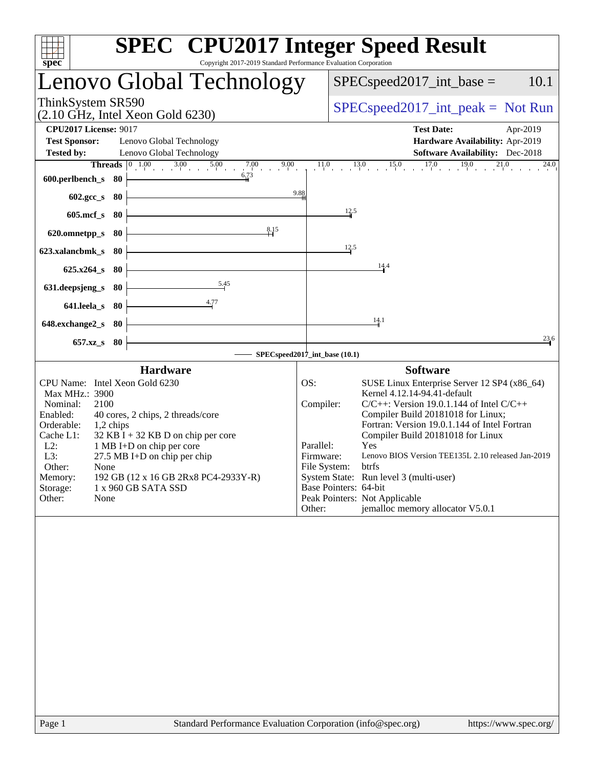# SPEC CPU2017 Integer Speed Result

Copyright 2017-2019 Standard Performance Evaluation Corporation

## Lenovo Global Technology

ThinkSystem SR590
(2.10 GHz, Intel Xeon Gold 6230)

SPECspeed2017_int_base = 10.1

SPECspeed2017_int_peak = Not Run

**CPU2017 License:** 9017
**Test Sponsor:** Lenovo Global Technology
**Tested by:** Lenovo Global Technology

**Test Date:** Apr-2019
**Hardware Availability:** Apr-2019
**Software Availability:** Dec-2018

| Benchmark | Threads | Base Ratio |
|---|---|---|
| 600.perlbench_s | 80 | 6.73 |
| 602.gcc_s | 80 | 9.88 |
| 605.mcf_s | 80 | 12.5 |
| 620.omnetpp_s | 80 | 8.15 |
| 623.xalancbmk_s | 80 | 12.5 |
| 625.x264_s | 80 | 14.4 |
| 631.deepsjeng_s | 80 | 5.45 |
| 641.leela_s | 80 | 4.77 |
| 648.exchange2_s | 80 | 14.1 |
| 657.xz_s | 80 | 23.6 |

SPECspeed2017_int_base (10.1)

### Hardware

- CPU Name: Intel Xeon Gold 6230
- Max MHz.: 3900
- Nominal: 2100
- Enabled: 40 cores, 2 chips, 2 threads/core
- Orderable: 1,2 chips
- Cache L1: 32 KB I + 32 KB D on chip per core
- L2: 1 MB I+D on chip per core
- L3: 27.5 MB I+D on chip per chip
- Other: None
- Memory: 192 GB (12 x 16 GB 2Rx8 PC4-2933Y-R)
- Storage: 1 x 960 GB SATA SSD
- Other: None

### Software

- OS: SUSE Linux Enterprise Server 12 SP4 (x86_64) Kernel 4.12.14-94.41-default
- Compiler: C/C++: Version 19.0.1.144 of Intel C/C++ Compiler Build 20181018 for Linux; Fortran: Version 19.0.1.144 of Intel Fortran Compiler Build 20181018 for Linux
- Parallel: Yes
- Firmware: Lenovo BIOS Version TEE135L 2.10 released Jan-2019
- File System: btrfs
- System State: Run level 3 (multi-user)
- Base Pointers: 64-bit
- Peak Pointers: Not Applicable
- Other: jemalloc memory allocator V5.0.1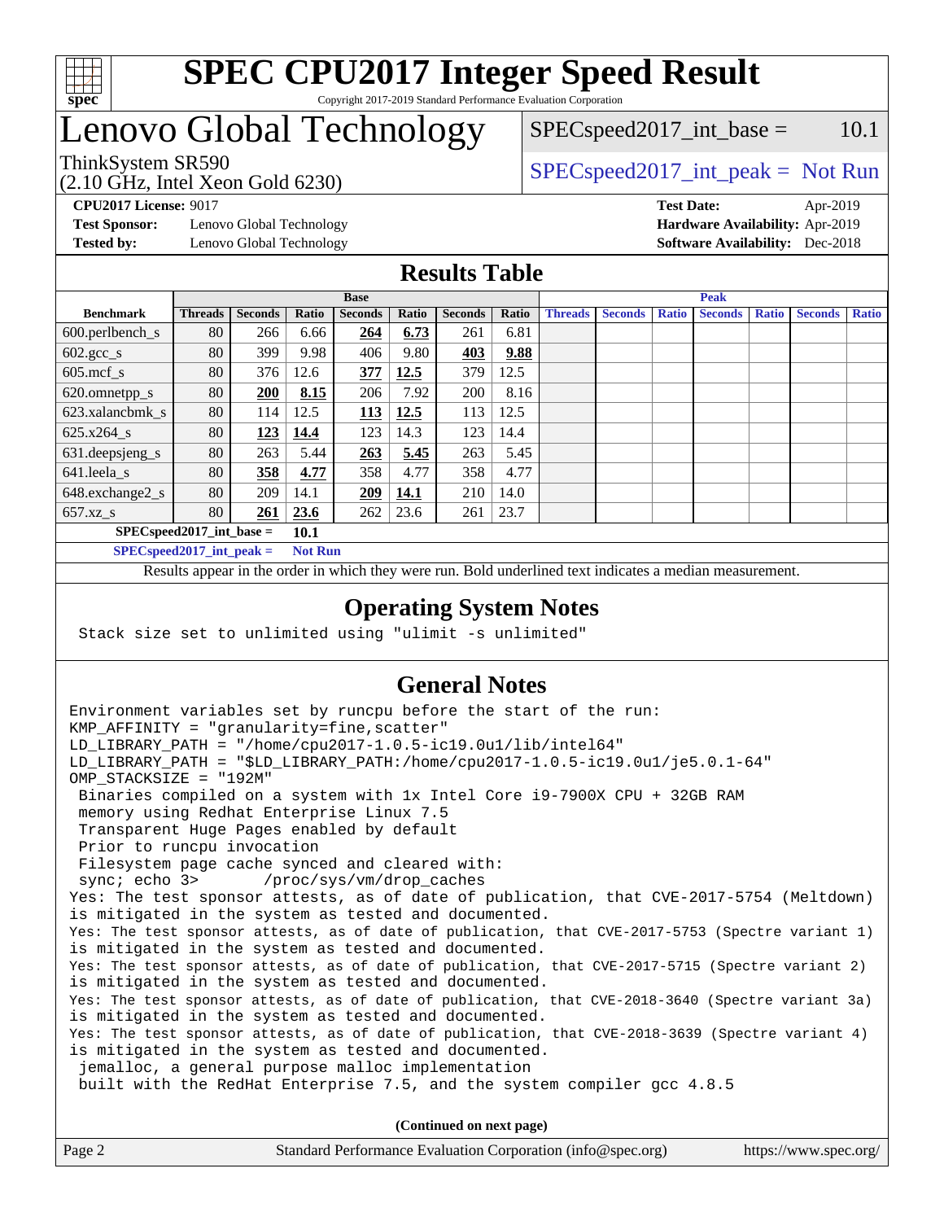# SPEC CPU2017 Integer Speed Result

Copyright 2017-2019 Standard Performance Evaluation Corporation

# Lenovo Global Technology

ThinkSystem SR590
(2.10 GHz, Intel Xeon Gold 6230)

SPECspeed2017_int_base = 10.1

SPECspeed2017_int_peak = Not Run

**CPU2017 License:** 9017
**Test Sponsor:** Lenovo Global Technology
**Tested by:** Lenovo Global Technology

**Test Date:** Apr-2019
**Hardware Availability:** Apr-2019
**Software Availability:** Dec-2018

## Results Table

| Benchmark | Base | | | | | | | Peak | | | | | | |
|---|---|---|---|---|---|---|---|---|---|---|---|---|---|---|
| | Threads | Seconds | Ratio | Seconds | Ratio | Seconds | Ratio | Threads | Seconds | Ratio | Seconds | Ratio | Seconds | Ratio |
| 600.perlbench_s | 80 | 266 | 6.66 | **264** | **6.73** | 261 | 6.81 | | | | | | | |
| 602.gcc_s | 80 | 399 | 9.98 | 406 | 9.80 | **403** | **9.88** | | | | | | | |
| 605.mcf_s | 80 | 376 | 12.6 | **377** | **12.5** | 379 | 12.5 | | | | | | | |
| 620.omnetpp_s | 80 | **200** | **8.15** | 206 | 7.92 | 200 | 8.16 | | | | | | | |
| 623.xalancbmk_s | 80 | 114 | 12.5 | **113** | **12.5** | 113 | 12.5 | | | | | | | |
| 625.x264_s | 80 | **123** | **14.4** | 123 | 14.3 | 123 | 14.4 | | | | | | | |
| 631.deepsjeng_s | 80 | 263 | 5.44 | **263** | **5.45** | 263 | 5.45 | | | | | | | |
| 641.leela_s | 80 | **358** | **4.77** | 358 | 4.77 | 358 | 4.77 | | | | | | | |
| 648.exchange2_s | 80 | 209 | 14.1 | **209** | **14.1** | 210 | 14.0 | | | | | | | |
| 657.xz_s | 80 | **261** | **23.6** | 262 | 23.6 | 261 | 23.7 | | | | | | | |

**SPECspeed2017_int_base = 10.1**

**SPECspeed2017_int_peak = Not Run**

Results appear in the order in which they were run. Bold underlined text indicates a median measurement.

## Operating System Notes

```
Stack size set to unlimited using "ulimit -s unlimited"
```

## General Notes

```
Environment variables set by runcpu before the start of the run:
KMP_AFFINITY = "granularity=fine,scatter"
LD_LIBRARY_PATH = "/home/cpu2017-1.0.5-ic19.0u1/lib/intel64"
LD_LIBRARY_PATH = "$LD_LIBRARY_PATH:/home/cpu2017-1.0.5-ic19.0u1/je5.0.1-64"
OMP_STACKSIZE = "192M"
 Binaries compiled on a system with 1x Intel Core i9-7900X CPU + 32GB RAM
 memory using Redhat Enterprise Linux 7.5
 Transparent Huge Pages enabled by default
 Prior to runcpu invocation
 Filesystem page cache synced and cleared with:
 sync; echo 3>       /proc/sys/vm/drop_caches
Yes: The test sponsor attests, as of date of publication, that CVE-2017-5754 (Meltdown)
is mitigated in the system as tested and documented.
Yes: The test sponsor attests, as of date of publication, that CVE-2017-5753 (Spectre variant 1)
is mitigated in the system as tested and documented.
Yes: The test sponsor attests, as of date of publication, that CVE-2017-5715 (Spectre variant 2)
is mitigated in the system as tested and documented.
Yes: The test sponsor attests, as of date of publication, that CVE-2018-3640 (Spectre variant 3a)
is mitigated in the system as tested and documented.
Yes: The test sponsor attests, as of date of publication, that CVE-2018-3639 (Spectre variant 4)
is mitigated in the system as tested and documented.
 jemalloc, a general purpose malloc implementation
 built with the RedHat Enterprise 7.5, and the system compiler gcc 4.8.5
```

**(Continued on next page)**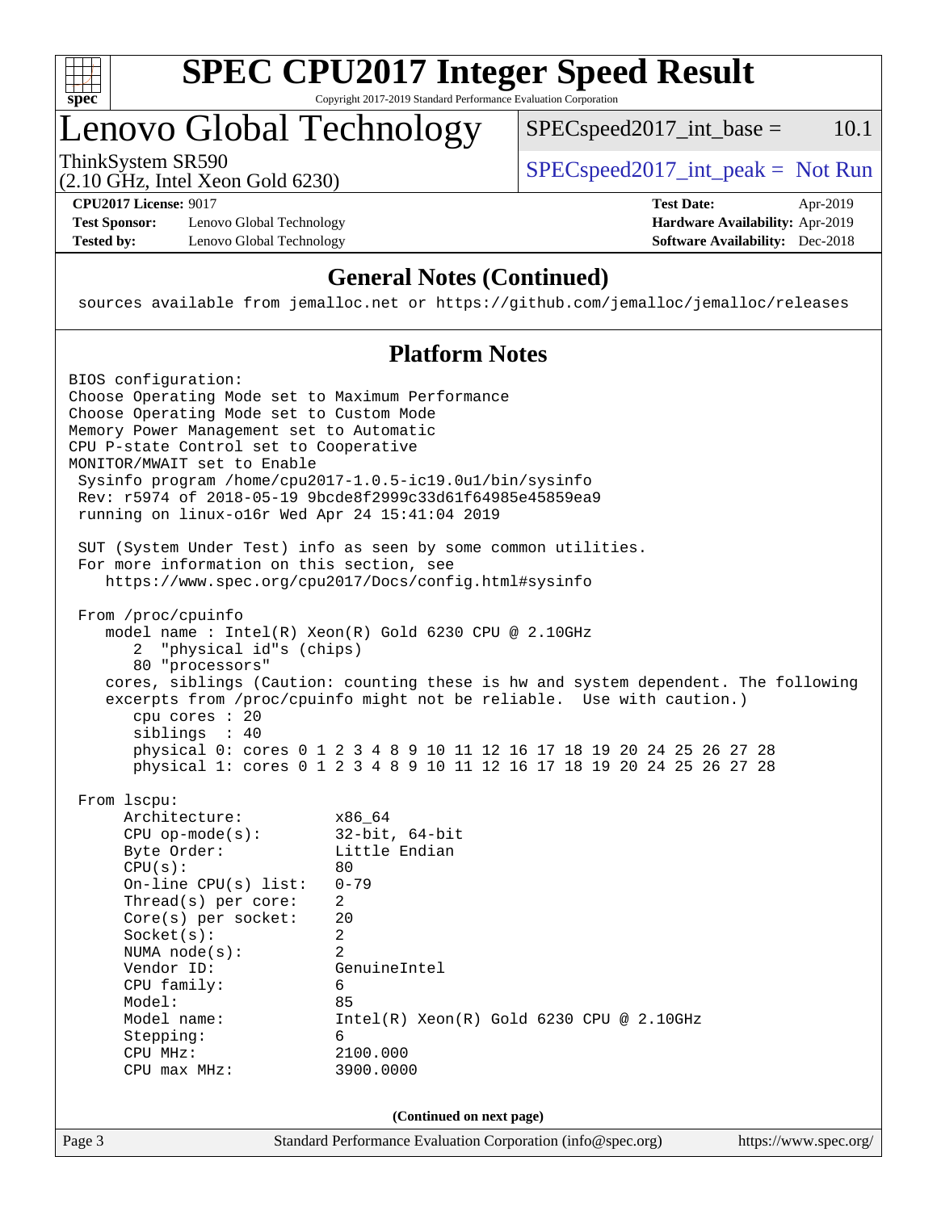# SPEC CPU2017 Integer Speed Result

Copyright 2017-2019 Standard Performance Evaluation Corporation

## Lenovo Global Technology

ThinkSystem SR590
(2.10 GHz, Intel Xeon Gold 6230)

SPECspeed2017_int_base = 10.1

SPECspeed2017_int_peak = Not Run

**CPU2017 License:** 9017
**Test Sponsor:** Lenovo Global Technology
**Tested by:** Lenovo Global Technology

**Test Date:** Apr-2019
**Hardware Availability:** Apr-2019
**Software Availability:** Dec-2018

### General Notes (Continued)

```
sources available from jemalloc.net or https://github.com/jemalloc/jemalloc/releases
```

### Platform Notes

```
BIOS configuration:
Choose Operating Mode set to Maximum Performance
Choose Operating Mode set to Custom Mode
Memory Power Management set to Automatic
CPU P-state Control set to Cooperative
MONITOR/MWAIT set to Enable
 Sysinfo program /home/cpu2017-1.0.5-ic19.0u1/bin/sysinfo
 Rev: r5974 of 2018-05-19 9bcde8f2999c33d61f64985e45859ea9
 running on linux-o16r Wed Apr 24 15:41:04 2019

 SUT (System Under Test) info as seen by some common utilities.
 For more information on this section, see
    https://www.spec.org/cpu2017/Docs/config.html#sysinfo

 From /proc/cpuinfo
    model name : Intel(R) Xeon(R) Gold 6230 CPU @ 2.10GHz
       2  "physical id"s (chips)
       80 "processors"
    cores, siblings (Caution: counting these is hw and system dependent. The following
    excerpts from /proc/cpuinfo might not be reliable.  Use with caution.)
       cpu cores : 20
       siblings  : 40
       physical 0: cores 0 1 2 3 4 8 9 10 11 12 16 17 18 19 20 24 25 26 27 28
       physical 1: cores 0 1 2 3 4 8 9 10 11 12 16 17 18 19 20 24 25 26 27 28

 From lscpu:
      Architecture:          x86_64
      CPU op-mode(s):        32-bit, 64-bit
      Byte Order:            Little Endian
      CPU(s):                80
      On-line CPU(s) list:   0-79
      Thread(s) per core:    2
      Core(s) per socket:    20
      Socket(s):             2
      NUMA node(s):          2
      Vendor ID:             GenuineIntel
      CPU family:            6
      Model:                 85
      Model name:            Intel(R) Xeon(R) Gold 6230 CPU @ 2.10GHz
      Stepping:              6
      CPU MHz:               2100.000
      CPU max MHz:           3900.0000
```

(Continued on next page)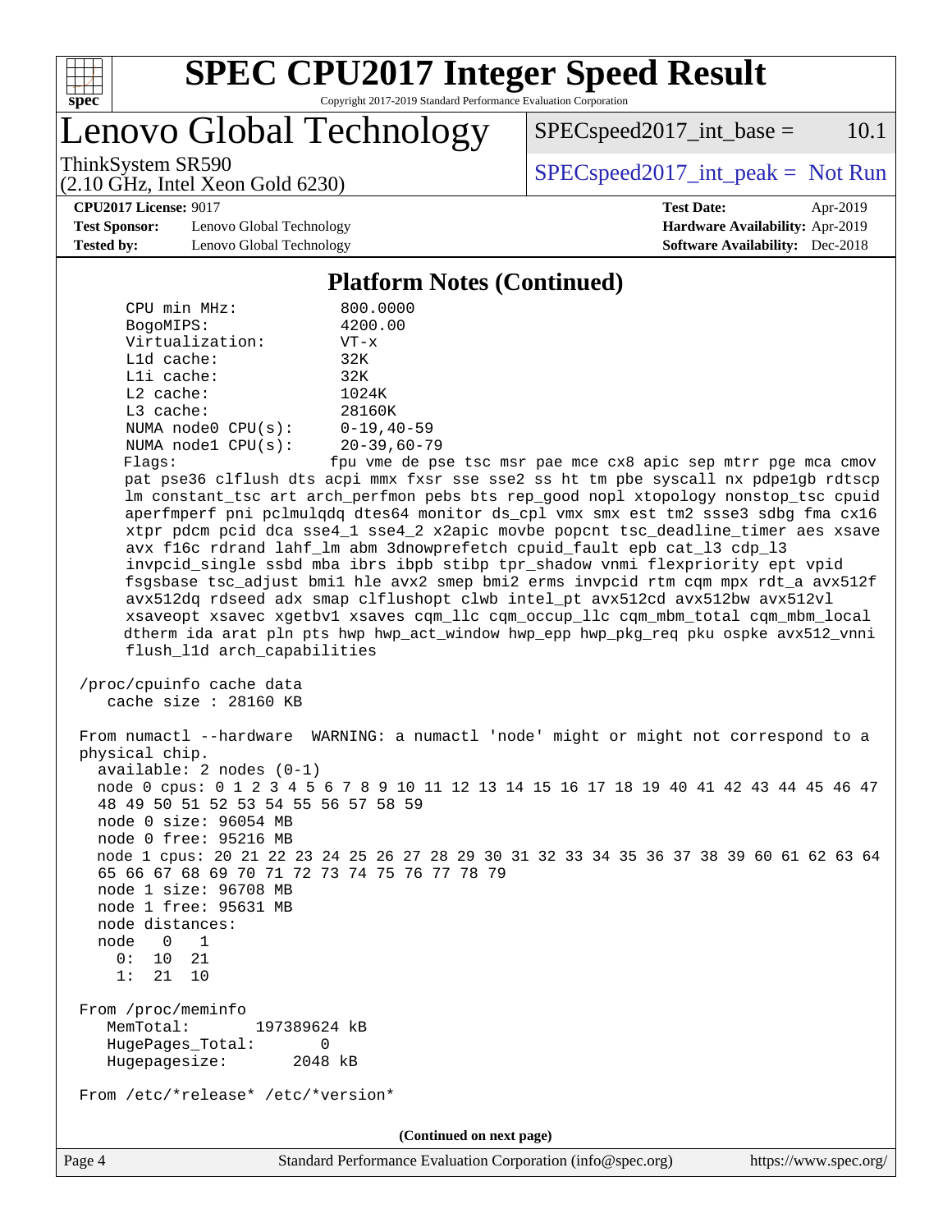# SPEC CPU2017 Integer Speed Result

Copyright 2017-2019 Standard Performance Evaluation Corporation

## Lenovo Global Technology

ThinkSystem SR590
(2.10 GHz, Intel Xeon Gold 6230)

SPECspeed2017_int_base = 10.1

SPECspeed2017_int_peak = Not Run

**CPU2017 License:** 9017
**Test Sponsor:** Lenovo Global Technology
**Tested by:** Lenovo Global Technology

**Test Date:** Apr-2019
**Hardware Availability:** Apr-2019
**Software Availability:** Dec-2018

### Platform Notes (Continued)

```
    CPU min MHz:           800.0000
    BogoMIPS:              4200.00
    Virtualization:        VT-x
    L1d cache:             32K
    L1i cache:             32K
    L2 cache:              1024K
    L3 cache:              28160K
    NUMA node0 CPU(s):     0-19,40-59
    NUMA node1 CPU(s):     20-39,60-79
    Flags:                 fpu vme de pse tsc msr pae mce cx8 apic sep mtrr pge mca cmov
    pat pse36 clflush dts acpi mmx fxsr sse sse2 ss ht tm pbe syscall nx pdpe1gb rdtscp
    lm constant_tsc art arch_perfmon pebs bts rep_good nopl xtopology nonstop_tsc cpuid
    aperfmperf pni pclmulqdq dtes64 monitor ds_cpl vmx smx est tm2 ssse3 sdbg fma cx16
    xtpr pdcm pcid dca sse4_1 sse4_2 x2apic movbe popcnt tsc_deadline_timer aes xsave
    avx f16c rdrand lahf_lm abm 3dnowprefetch cpuid_fault epb cat_l3 cdp_l3
    invpcid_single ssbd mba ibrs ibpb stibp tpr_shadow vnmi flexpriority ept vpid
    fsgsbase tsc_adjust bmi1 hle avx2 smep bmi2 erms invpcid rtm cqm mpx rdt_a avx512f
    avx512dq rdseed adx smap clflushopt clwb intel_pt avx512cd avx512bw avx512vl
    xsaveopt xsavec xgetbv1 xsaves cqm_llc cqm_occup_llc cqm_mbm_total cqm_mbm_local
    dtherm ida arat pln pts hwp hwp_act_window hwp_epp hwp_pkg_req pku ospke avx512_vnni
    flush_l1d arch_capabilities

 /proc/cpuinfo cache data
    cache size : 28160 KB

 From numactl --hardware  WARNING: a numactl 'node' might or might not correspond to a
 physical chip.
   available: 2 nodes (0-1)
   node 0 cpus: 0 1 2 3 4 5 6 7 8 9 10 11 12 13 14 15 16 17 18 19 40 41 42 43 44 45 46 47
   48 49 50 51 52 53 54 55 56 57 58 59
   node 0 size: 96054 MB
   node 0 free: 95216 MB
   node 1 cpus: 20 21 22 23 24 25 26 27 28 29 30 31 32 33 34 35 36 37 38 39 60 61 62 63 64
   65 66 67 68 69 70 71 72 73 74 75 76 77 78 79
   node 1 size: 96708 MB
   node 1 free: 95631 MB
   node distances:
   node   0   1
     0:  10  21
     1:  21  10

 From /proc/meminfo
    MemTotal:       197389624 kB
    HugePages_Total:       0
    Hugepagesize:       2048 kB

 From /etc/*release* /etc/*version*
```

(Continued on next page)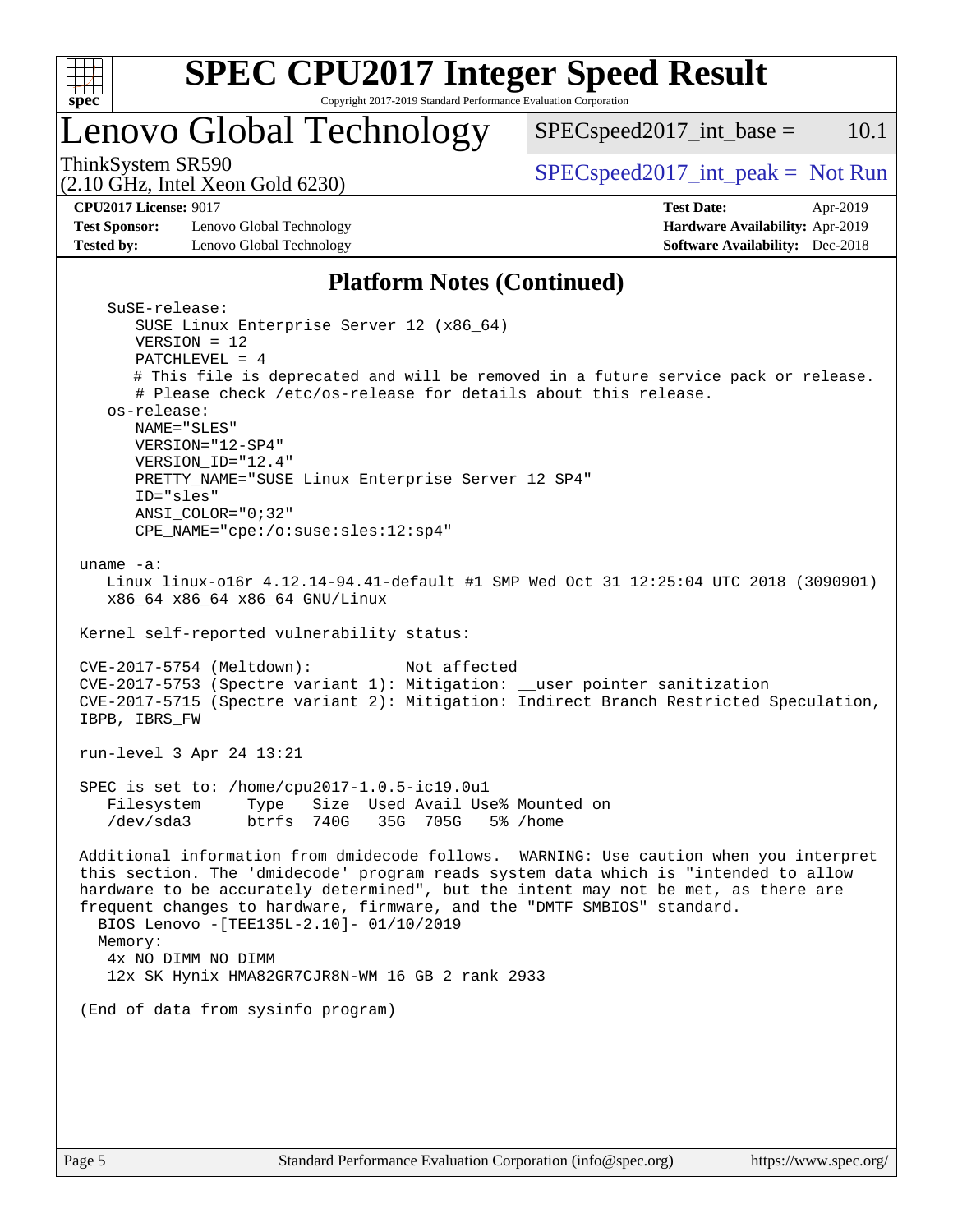# SPEC CPU2017 Integer Speed Result

Copyright 2017-2019 Standard Performance Evaluation Corporation

## Lenovo Global Technology

ThinkSystem SR590
(2.10 GHz, Intel Xeon Gold 6230)

SPECspeed2017_int_base = 10.1

SPECspeed2017_int_peak = Not Run

**CPU2017 License:** 9017
**Test Sponsor:** Lenovo Global Technology
**Tested by:** Lenovo Global Technology

**Test Date:** Apr-2019
**Hardware Availability:** Apr-2019
**Software Availability:** Dec-2018

### Platform Notes (Continued)

```
    SuSE-release:
       SUSE Linux Enterprise Server 12 (x86_64)
       VERSION = 12
       PATCHLEVEL = 4
       # This file is deprecated and will be removed in a future service pack or release.
       # Please check /etc/os-release for details about this release.
    os-release:
       NAME="SLES"
       VERSION="12-SP4"
       VERSION_ID="12.4"
       PRETTY_NAME="SUSE Linux Enterprise Server 12 SP4"
       ID="sles"
       ANSI_COLOR="0;32"
       CPE_NAME="cpe:/o:suse:sles:12:sp4"

 uname -a:
    Linux linux-o16r 4.12.14-94.41-default #1 SMP Wed Oct 31 12:25:04 UTC 2018 (3090901)
    x86_64 x86_64 x86_64 GNU/Linux

 Kernel self-reported vulnerability status:

 CVE-2017-5754 (Meltdown):          Not affected
 CVE-2017-5753 (Spectre variant 1): Mitigation: __user pointer sanitization
 CVE-2017-5715 (Spectre variant 2): Mitigation: Indirect Branch Restricted Speculation,
 IBPB, IBRS_FW

 run-level 3 Apr 24 13:21

 SPEC is set to: /home/cpu2017-1.0.5-ic19.0u1
    Filesystem     Type   Size  Used Avail Use% Mounted on
    /dev/sda3      btrfs  740G   35G  705G   5% /home

 Additional information from dmidecode follows.  WARNING: Use caution when you interpret
 this section. The 'dmidecode' program reads system data which is "intended to allow
 hardware to be accurately determined", but the intent may not be met, as there are
 frequent changes to hardware, firmware, and the "DMTF SMBIOS" standard.
   BIOS Lenovo -[TEE135L-2.10]- 01/10/2019
   Memory:
    4x NO DIMM NO DIMM
    12x SK Hynix HMA82GR7CJR8N-WM 16 GB 2 rank 2933

 (End of data from sysinfo program)
```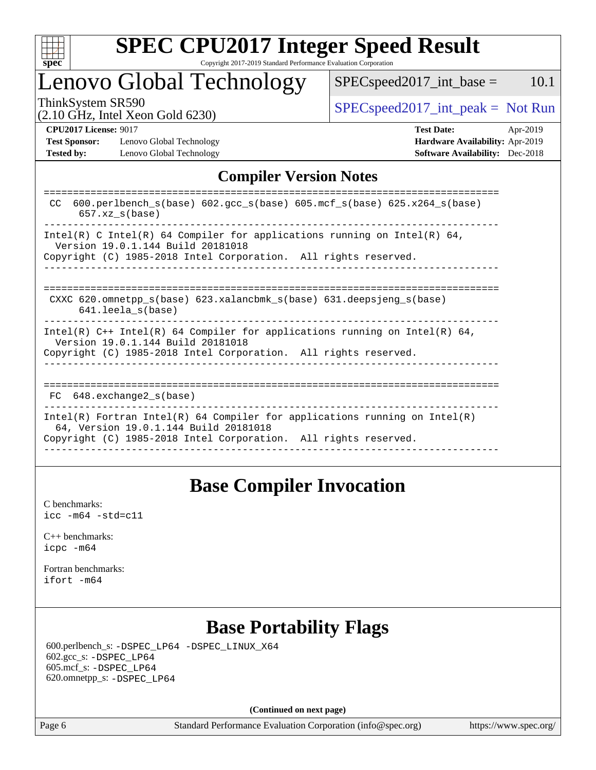# SPEC CPU2017 Integer Speed Result

Copyright 2017-2019 Standard Performance Evaluation Corporation

# Lenovo Global Technology

ThinkSystem SR590
(2.10 GHz, Intel Xeon Gold 6230)

SPECspeed2017_int_base = 10.1

SPECspeed2017_int_peak = Not Run

**CPU2017 License:** 9017
**Test Sponsor:** Lenovo Global Technology
**Tested by:** Lenovo Global Technology

**Test Date:** Apr-2019
**Hardware Availability:** Apr-2019
**Software Availability:** Dec-2018

## Compiler Version Notes

```
==============================================================================
 CC  600.perlbench_s(base) 602.gcc_s(base) 605.mcf_s(base) 625.x264_s(base)
      657.xz_s(base)
------------------------------------------------------------------------------
Intel(R) C Intel(R) 64 Compiler for applications running on Intel(R) 64,
  Version 19.0.1.144 Build 20181018
Copyright (C) 1985-2018 Intel Corporation.  All rights reserved.
------------------------------------------------------------------------------

==============================================================================
 CXXC 620.omnetpp_s(base) 623.xalancbmk_s(base) 631.deepsjeng_s(base)
      641.leela_s(base)
------------------------------------------------------------------------------
Intel(R) C++ Intel(R) 64 Compiler for applications running on Intel(R) 64,
  Version 19.0.1.144 Build 20181018
Copyright (C) 1985-2018 Intel Corporation.  All rights reserved.
------------------------------------------------------------------------------

==============================================================================
 FC  648.exchange2_s(base)
------------------------------------------------------------------------------
Intel(R) Fortran Intel(R) 64 Compiler for applications running on Intel(R)
  64, Version 19.0.1.144 Build 20181018
Copyright (C) 1985-2018 Intel Corporation.  All rights reserved.
------------------------------------------------------------------------------
```

## Base Compiler Invocation

C benchmarks:
icc -m64 -std=c11

C++ benchmarks:
icpc -m64

Fortran benchmarks:
ifort -m64

## Base Portability Flags

600.perlbench_s: -DSPEC_LP64 -DSPEC_LINUX_X64
602.gcc_s: -DSPEC_LP64
605.mcf_s: -DSPEC_LP64
620.omnetpp_s: -DSPEC_LP64

**(Continued on next page)**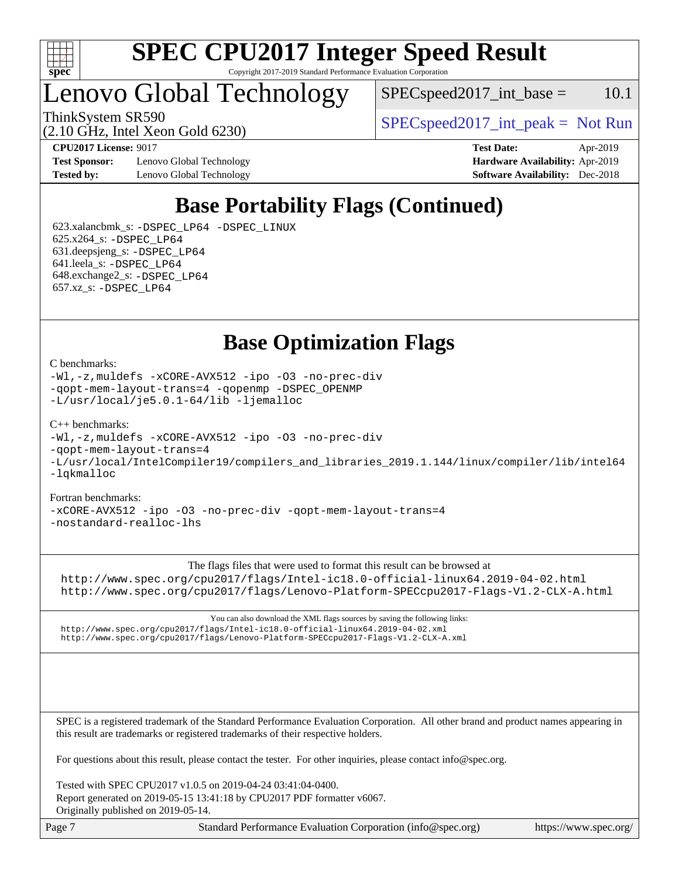# SPEC CPU2017 Integer Speed Result

Copyright 2017-2019 Standard Performance Evaluation Corporation

# Lenovo Global Technology

ThinkSystem SR590
(2.10 GHz, Intel Xeon Gold 6230)

SPECspeed2017_int_base = 10.1

SPECspeed2017_int_peak = Not Run

**CPU2017 License:** 9017
**Test Sponsor:** Lenovo Global Technology
**Tested by:** Lenovo Global Technology

**Test Date:** Apr-2019
**Hardware Availability:** Apr-2019
**Software Availability:** Dec-2018

## Base Portability Flags (Continued)

623.xalancbmk_s: -DSPEC_LP64 -DSPEC_LINUX
625.x264_s: -DSPEC_LP64
631.deepsjeng_s: -DSPEC_LP64
641.leela_s: -DSPEC_LP64
648.exchange2_s: -DSPEC_LP64
657.xz_s: -DSPEC_LP64

## Base Optimization Flags

C benchmarks:
```
-Wl,-z,muldefs -xCORE-AVX512 -ipo -O3 -no-prec-div
-qopt-mem-layout-trans=4 -qopenmp -DSPEC_OPENMP
-L/usr/local/je5.0.1-64/lib -ljemalloc
```

C++ benchmarks:
```
-Wl,-z,muldefs -xCORE-AVX512 -ipo -O3 -no-prec-div
-qopt-mem-layout-trans=4
-L/usr/local/IntelCompiler19/compilers_and_libraries_2019.1.144/linux/compiler/lib/intel64
-lqkmalloc
```

Fortran benchmarks:
```
-xCORE-AVX512 -ipo -O3 -no-prec-div -qopt-mem-layout-trans=4
-nostandard-realloc-lhs
```

The flags files that were used to format this result can be browsed at
http://www.spec.org/cpu2017/flags/Intel-ic18.0-official-linux64.2019-04-02.html
http://www.spec.org/cpu2017/flags/Lenovo-Platform-SPECcpu2017-Flags-V1.2-CLX-A.html

You can also download the XML flags sources by saving the following links:
http://www.spec.org/cpu2017/flags/Intel-ic18.0-official-linux64.2019-04-02.xml
http://www.spec.org/cpu2017/flags/Lenovo-Platform-SPECcpu2017-Flags-V1.2-CLX-A.xml

SPEC is a registered trademark of the Standard Performance Evaluation Corporation. All other brand and product names appearing in this result are trademarks or registered trademarks of their respective holders.

For questions about this result, please contact the tester. For other inquiries, please contact info@spec.org.

Tested with SPEC CPU2017 v1.0.5 on 2019-04-24 03:41:04-0400.
Report generated on 2019-05-15 13:41:18 by CPU2017 PDF formatter v6067.
Originally published on 2019-05-14.